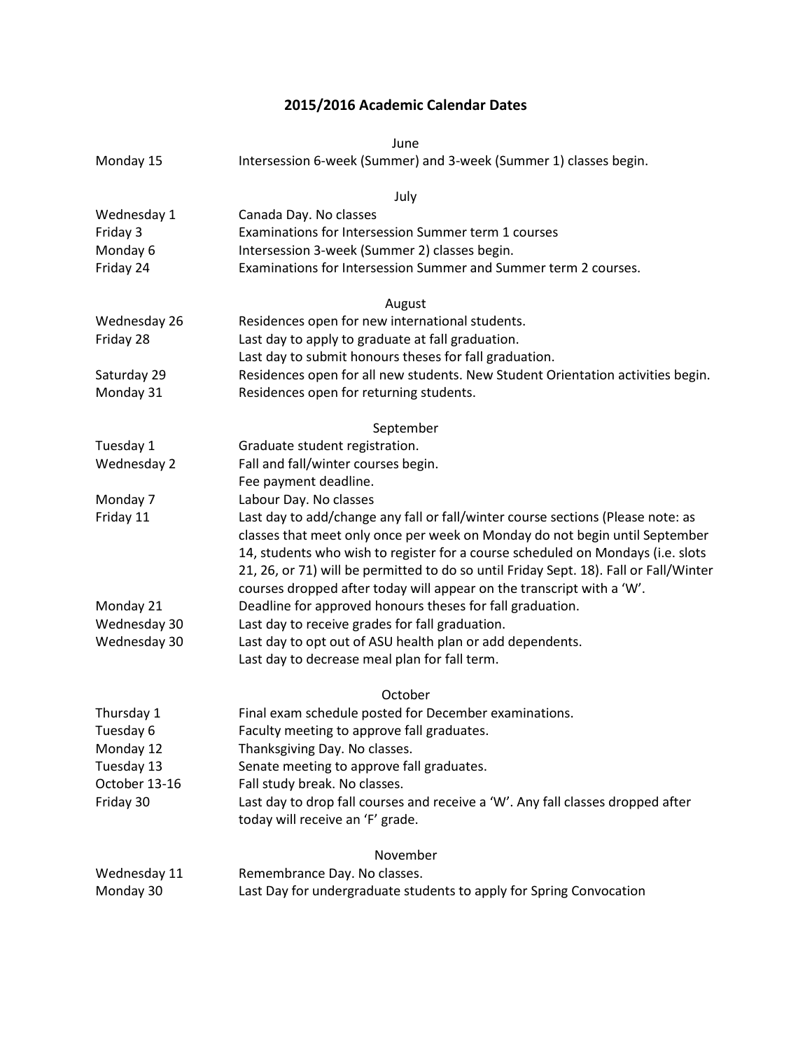# 2015/2016 Academic Calendar Dates

## June

| | |
|---|---|
| Monday 15 | Intersession 6-week (Summer) and 3-week (Summer 1) classes begin. |

## July

| | |
|---|---|
| Wednesday 1 | Canada Day. No classes |
| Friday 3 | Examinations for Intersession Summer term 1 courses |
| Monday 6 | Intersession 3-week (Summer 2) classes begin. |
| Friday 24 | Examinations for Intersession Summer and Summer term 2 courses. |

## August

| | |
|---|---|
| Wednesday 26 | Residences open for new international students. |
| Friday 28 | Last day to apply to graduate at fall graduation. Last day to submit honours theses for fall graduation. |
| Saturday 29 | Residences open for all new students. New Student Orientation activities begin. |
| Monday 31 | Residences open for returning students. |

## September

| | |
|---|---|
| Tuesday 1 | Graduate student registration. |
| Wednesday 2 | Fall and fall/winter courses begin. Fee payment deadline. |
| Monday 7 | Labour Day. No classes |
| Friday 11 | Last day to add/change any fall or fall/winter course sections (Please note: as classes that meet only once per week on Monday do not begin until September 14, students who wish to register for a course scheduled on Mondays (i.e. slots 21, 26, or 71) will be permitted to do so until Friday Sept. 18). Fall or Fall/Winter courses dropped after today will appear on the transcript with a 'W'. |
| Monday 21 | Deadline for approved honours theses for fall graduation. |
| Wednesday 30 | Last day to receive grades for fall graduation. |
| Wednesday 30 | Last day to opt out of ASU health plan or add dependents. Last day to decrease meal plan for fall term. |

## October

| | |
|---|---|
| Thursday 1 | Final exam schedule posted for December examinations. |
| Tuesday 6 | Faculty meeting to approve fall graduates. |
| Monday 12 | Thanksgiving Day. No classes. |
| Tuesday 13 | Senate meeting to approve fall graduates. |
| October 13-16 | Fall study break. No classes. |
| Friday 30 | Last day to drop fall courses and receive a 'W'. Any fall classes dropped after today will receive an 'F' grade. |

## November

| | |
|---|---|
| Wednesday 11 | Remembrance Day. No classes. |
| Monday 30 | Last Day for undergraduate students to apply for Spring Convocation |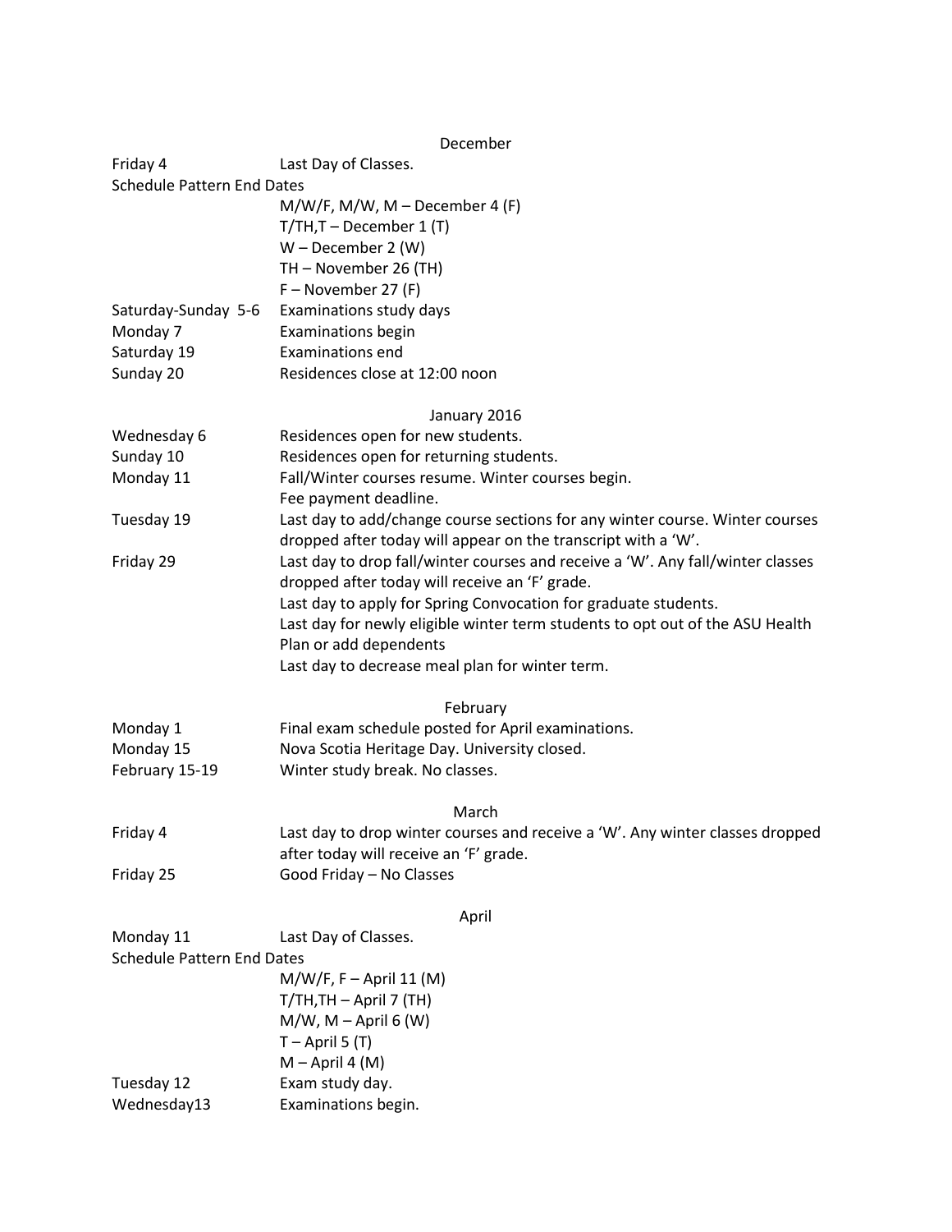## December

| | |
|---|---|
| Friday 4 | Last Day of Classes. |
| Schedule Pattern End Dates | |
| | M/W/F, M/W, M – December 4 (F) |
| | T/TH,T – December 1 (T) |
| | W – December 2 (W) |
| | TH – November 26 (TH) |
| | F – November 27 (F) |
| Saturday-Sunday 5-6 | Examinations study days |
| Monday 7 | Examinations begin |
| Saturday 19 | Examinations end |
| Sunday 20 | Residences close at 12:00 noon |

## January 2016

| | |
|---|---|
| Wednesday 6 | Residences open for new students. |
| Sunday 10 | Residences open for returning students. |
| Monday 11 | Fall/Winter courses resume. Winter courses begin.<br>Fee payment deadline. |
| Tuesday 19 | Last day to add/change course sections for any winter course. Winter courses dropped after today will appear on the transcript with a 'W'. |
| Friday 29 | Last day to drop fall/winter courses and receive a 'W'. Any fall/winter classes dropped after today will receive an 'F' grade.<br>Last day to apply for Spring Convocation for graduate students.<br>Last day for newly eligible winter term students to opt out of the ASU Health Plan or add dependents<br>Last day to decrease meal plan for winter term. |

## February

| | |
|---|---|
| Monday 1 | Final exam schedule posted for April examinations. |
| Monday 15 | Nova Scotia Heritage Day. University closed. |
| February 15-19 | Winter study break. No classes. |

## March

| | |
|---|---|
| Friday 4 | Last day to drop winter courses and receive a 'W'. Any winter classes dropped after today will receive an 'F' grade. |
| Friday 25 | Good Friday – No Classes |

## April

| | |
|---|---|
| Monday 11 | Last Day of Classes. |
| Schedule Pattern End Dates | |
| | M/W/F, F – April 11 (M) |
| | T/TH,TH – April 7 (TH) |
| | M/W, M – April 6 (W) |
| | T – April 5 (T) |
| | M – April 4 (M) |
| Tuesday 12 | Exam study day. |
| Wednesday13 | Examinations begin. |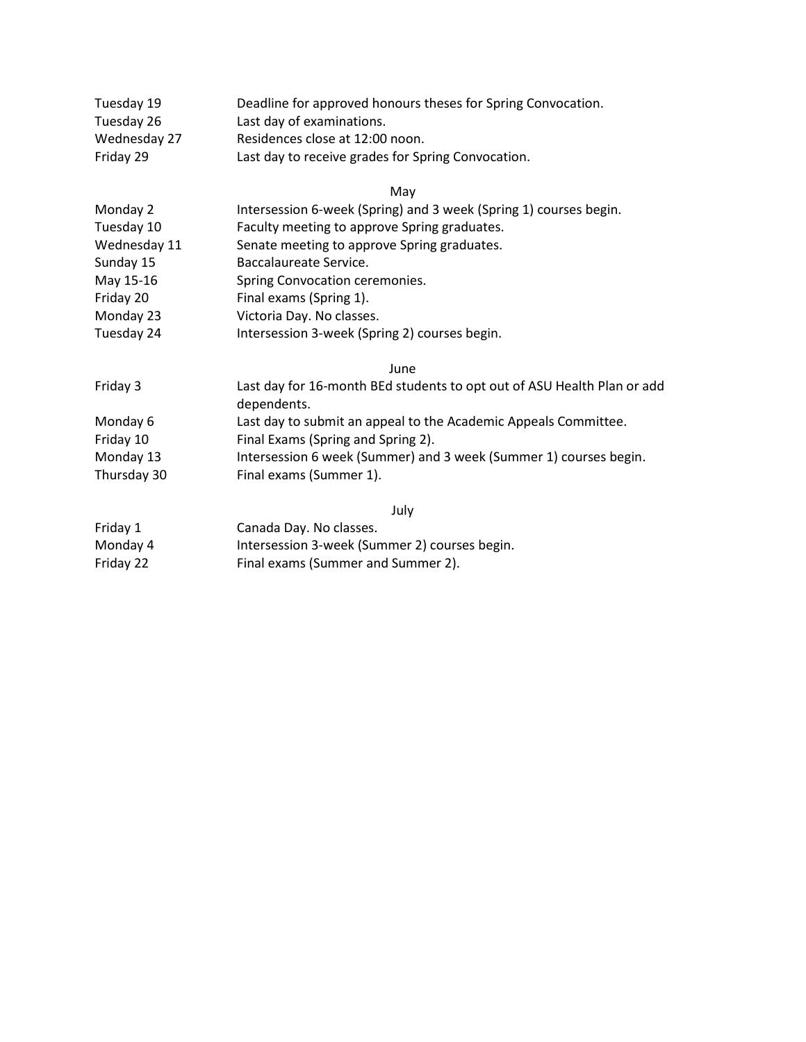| | |
|---|---|
| Tuesday 19 | Deadline for approved honours theses for Spring Convocation. |
| Tuesday 26 | Last day of examinations. |
| Wednesday 27 | Residences close at 12:00 noon. |
| Friday 29 | Last day to receive grades for Spring Convocation. |

May

| | |
|---|---|
| Monday 2 | Intersession 6-week (Spring) and 3 week (Spring 1) courses begin. |
| Tuesday 10 | Faculty meeting to approve Spring graduates. |
| Wednesday 11 | Senate meeting to approve Spring graduates. |
| Sunday 15 | Baccalaureate Service. |
| May 15-16 | Spring Convocation ceremonies. |
| Friday 20 | Final exams (Spring 1). |
| Monday 23 | Victoria Day. No classes. |
| Tuesday 24 | Intersession 3-week (Spring 2) courses begin. |

June

| | |
|---|---|
| Friday 3 | Last day for 16-month BEd students to opt out of ASU Health Plan or add dependents. |
| Monday 6 | Last day to submit an appeal to the Academic Appeals Committee. |
| Friday 10 | Final Exams (Spring and Spring 2). |
| Monday 13 | Intersession 6 week (Summer) and 3 week (Summer 1) courses begin. |
| Thursday 30 | Final exams (Summer 1). |

July

| | |
|---|---|
| Friday 1 | Canada Day. No classes. |
| Monday 4 | Intersession 3-week (Summer 2) courses begin. |
| Friday 22 | Final exams (Summer and Summer 2). |